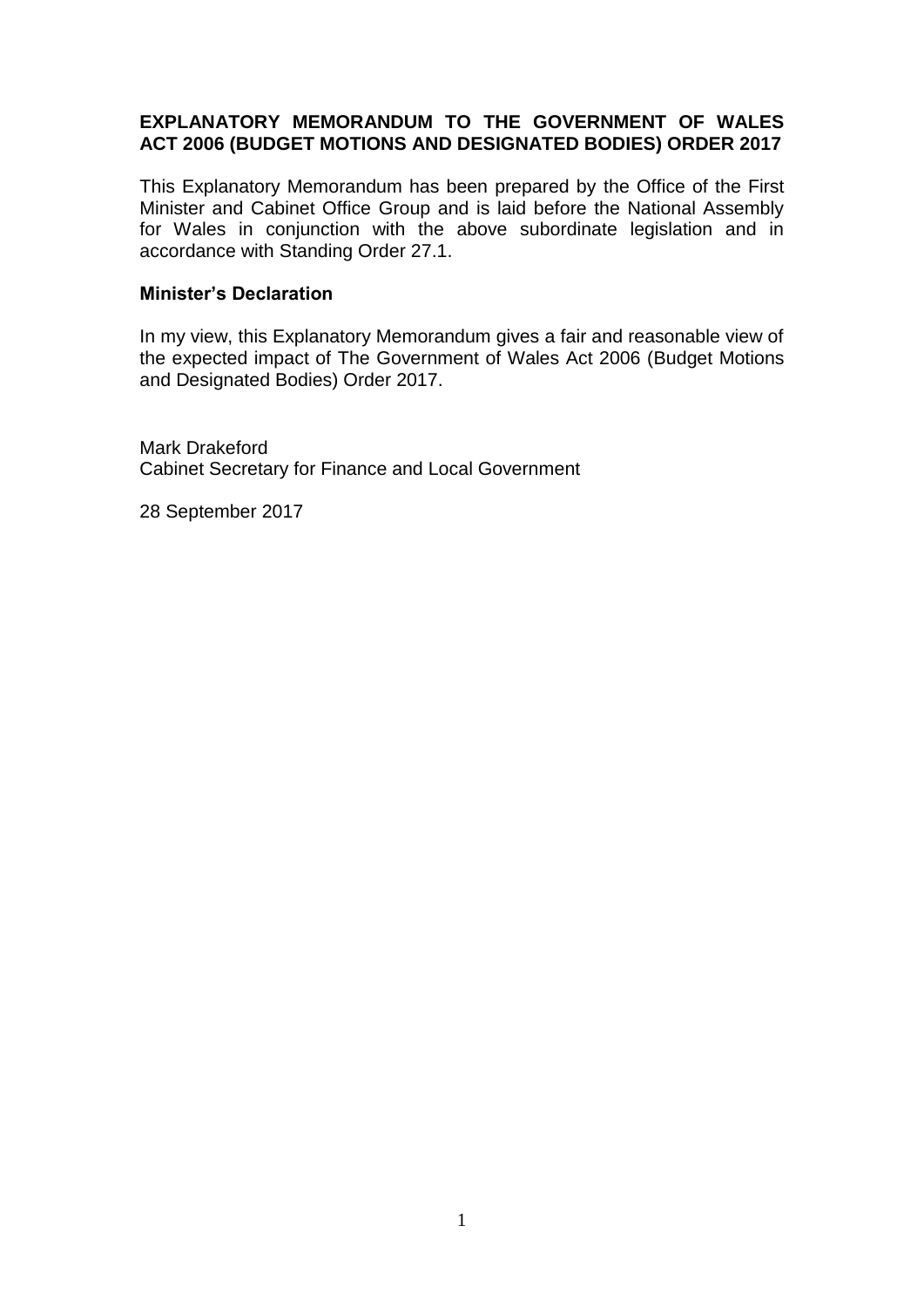**EXPLANATORY MEMORANDUM TO THE GOVERNMENT OF WALES ACT 2006 (BUDGET MOTIONS AND DESIGNATED BODIES) ORDER 2017**

This Explanatory Memorandum has been prepared by the Office of the First Minister and Cabinet Office Group and is laid before the National Assembly for Wales in conjunction with the above subordinate legislation and in accordance with Standing Order 27.1.

**Minister's Declaration**

In my view, this Explanatory Memorandum gives a fair and reasonable view of the expected impact of The Government of Wales Act 2006 (Budget Motions and Designated Bodies) Order 2017.

Mark Drakeford
Cabinet Secretary for Finance and Local Government

28 September 2017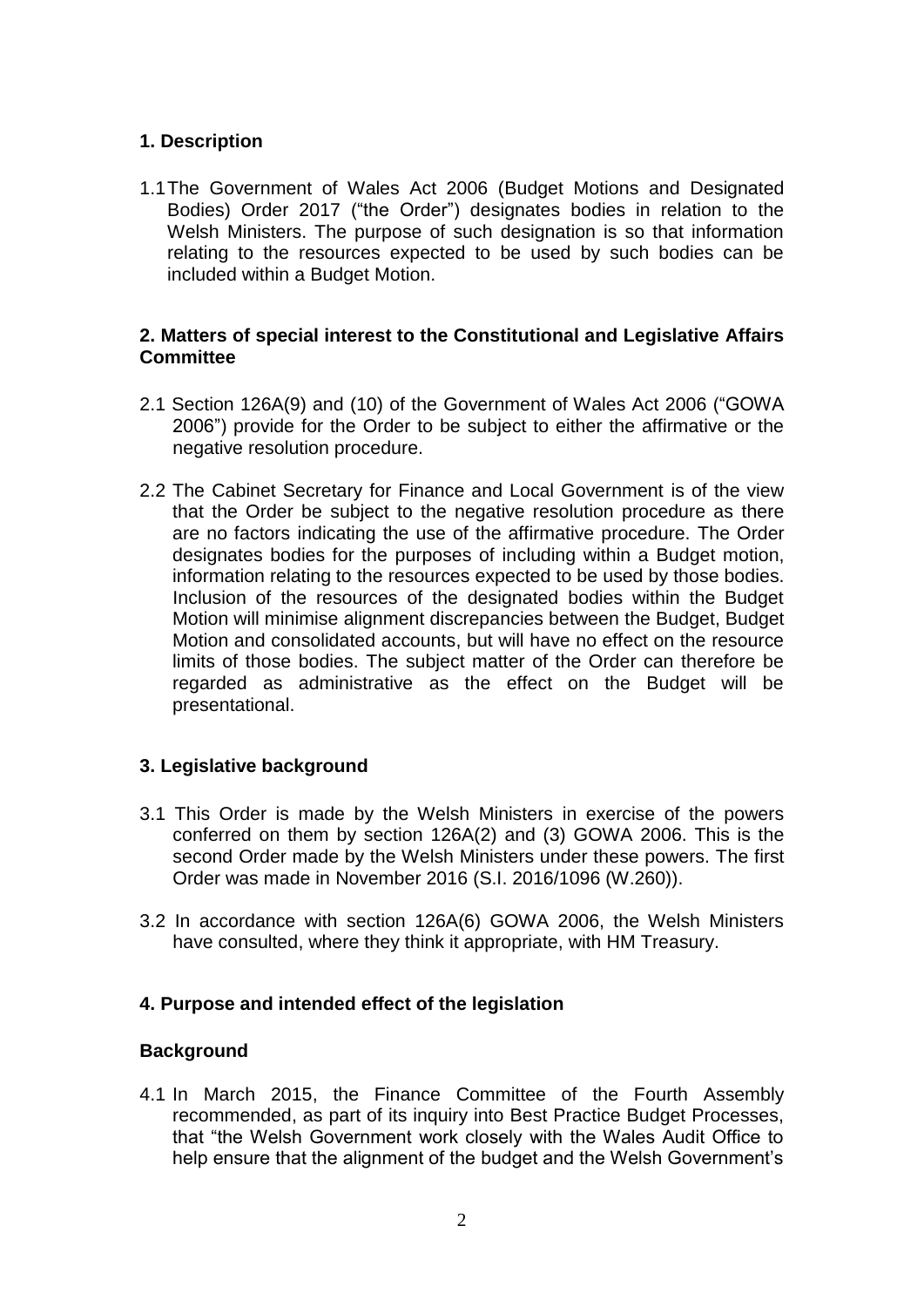## 1. Description

1.1 The Government of Wales Act 2006 (Budget Motions and Designated Bodies) Order 2017 ("the Order") designates bodies in relation to the Welsh Ministers. The purpose of such designation is so that information relating to the resources expected to be used by such bodies can be included within a Budget Motion.

## 2. Matters of special interest to the Constitutional and Legislative Affairs Committee

2.1 Section 126A(9) and (10) of the Government of Wales Act 2006 ("GOWA 2006") provide for the Order to be subject to either the affirmative or the negative resolution procedure.

2.2 The Cabinet Secretary for Finance and Local Government is of the view that the Order be subject to the negative resolution procedure as there are no factors indicating the use of the affirmative procedure. The Order designates bodies for the purposes of including within a Budget motion, information relating to the resources expected to be used by those bodies. Inclusion of the resources of the designated bodies within the Budget Motion will minimise alignment discrepancies between the Budget, Budget Motion and consolidated accounts, but will have no effect on the resource limits of those bodies. The subject matter of the Order can therefore be regarded as administrative as the effect on the Budget will be presentational.

## 3. Legislative background

3.1 This Order is made by the Welsh Ministers in exercise of the powers conferred on them by section 126A(2) and (3) GOWA 2006. This is the second Order made by the Welsh Ministers under these powers. The first Order was made in November 2016 (S.I. 2016/1096 (W.260)).

3.2 In accordance with section 126A(6) GOWA 2006, the Welsh Ministers have consulted, where they think it appropriate, with HM Treasury.

## 4. Purpose and intended effect of the legislation

### Background

4.1 In March 2015, the Finance Committee of the Fourth Assembly recommended, as part of its inquiry into Best Practice Budget Processes, that "the Welsh Government work closely with the Wales Audit Office to help ensure that the alignment of the budget and the Welsh Government's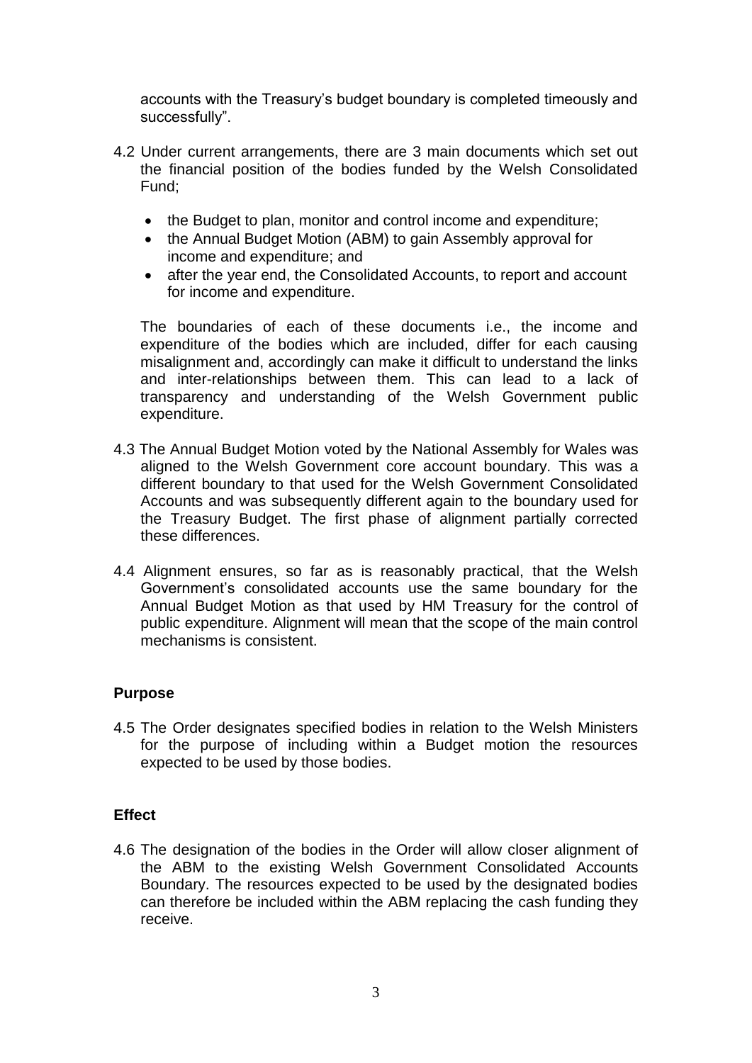accounts with the Treasury's budget boundary is completed timeously and successfully".

4.2 Under current arrangements, there are 3 main documents which set out the financial position of the bodies funded by the Welsh Consolidated Fund;

- the Budget to plan, monitor and control income and expenditure;
- the Annual Budget Motion (ABM) to gain Assembly approval for income and expenditure; and
- after the year end, the Consolidated Accounts, to report and account for income and expenditure.

The boundaries of each of these documents i.e., the income and expenditure of the bodies which are included, differ for each causing misalignment and, accordingly can make it difficult to understand the links and inter-relationships between them. This can lead to a lack of transparency and understanding of the Welsh Government public expenditure.

4.3 The Annual Budget Motion voted by the National Assembly for Wales was aligned to the Welsh Government core account boundary. This was a different boundary to that used for the Welsh Government Consolidated Accounts and was subsequently different again to the boundary used for the Treasury Budget. The first phase of alignment partially corrected these differences.

4.4 Alignment ensures, so far as is reasonably practical, that the Welsh Government's consolidated accounts use the same boundary for the Annual Budget Motion as that used by HM Treasury for the control of public expenditure. Alignment will mean that the scope of the main control mechanisms is consistent.

**Purpose**

4.5 The Order designates specified bodies in relation to the Welsh Ministers for the purpose of including within a Budget motion the resources expected to be used by those bodies.

**Effect**

4.6 The designation of the bodies in the Order will allow closer alignment of the ABM to the existing Welsh Government Consolidated Accounts Boundary. The resources expected to be used by the designated bodies can therefore be included within the ABM replacing the cash funding they receive.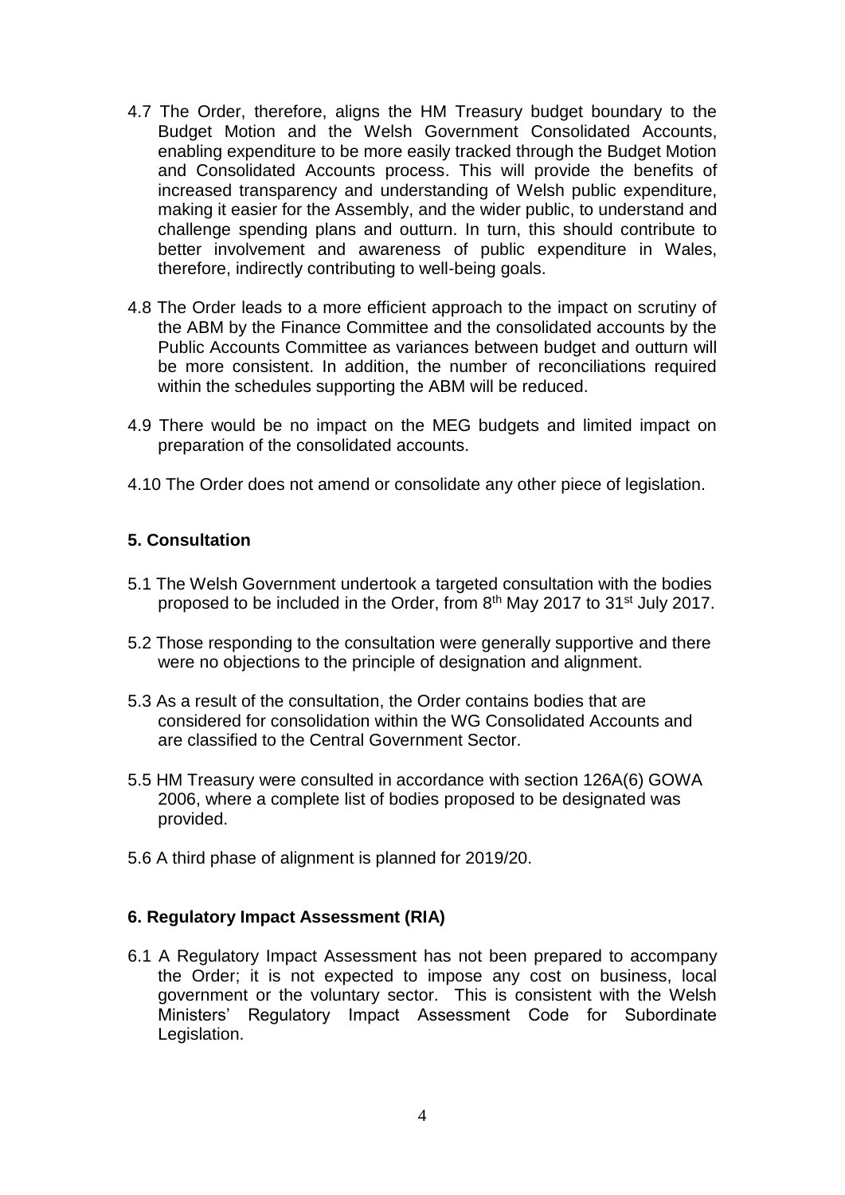4.7 The Order, therefore, aligns the HM Treasury budget boundary to the Budget Motion and the Welsh Government Consolidated Accounts, enabling expenditure to be more easily tracked through the Budget Motion and Consolidated Accounts process. This will provide the benefits of increased transparency and understanding of Welsh public expenditure, making it easier for the Assembly, and the wider public, to understand and challenge spending plans and outturn. In turn, this should contribute to better involvement and awareness of public expenditure in Wales, therefore, indirectly contributing to well-being goals.

4.8 The Order leads to a more efficient approach to the impact on scrutiny of the ABM by the Finance Committee and the consolidated accounts by the Public Accounts Committee as variances between budget and outturn will be more consistent. In addition, the number of reconciliations required within the schedules supporting the ABM will be reduced.

4.9 There would be no impact on the MEG budgets and limited impact on preparation of the consolidated accounts.

4.10 The Order does not amend or consolidate any other piece of legislation.

## 5. Consultation

5.1 The Welsh Government undertook a targeted consultation with the bodies proposed to be included in the Order, from 8th May 2017 to 31st July 2017.

5.2 Those responding to the consultation were generally supportive and there were no objections to the principle of designation and alignment.

5.3 As a result of the consultation, the Order contains bodies that are considered for consolidation within the WG Consolidated Accounts and are classified to the Central Government Sector.

5.5 HM Treasury were consulted in accordance with section 126A(6) GOWA 2006, where a complete list of bodies proposed to be designated was provided.

5.6 A third phase of alignment is planned for 2019/20.

## 6. Regulatory Impact Assessment (RIA)

6.1 A Regulatory Impact Assessment has not been prepared to accompany the Order; it is not expected to impose any cost on business, local government or the voluntary sector. This is consistent with the Welsh Ministers' Regulatory Impact Assessment Code for Subordinate Legislation.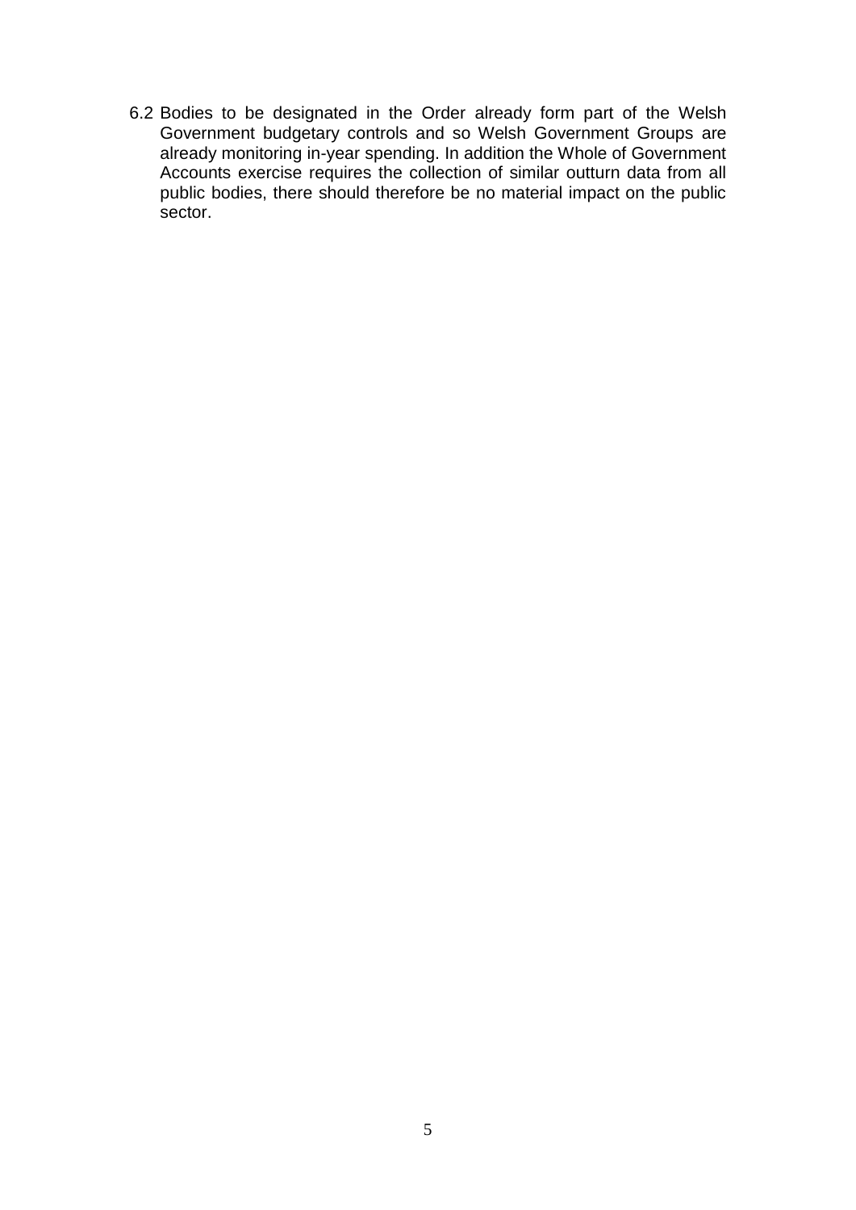6.2 Bodies to be designated in the Order already form part of the Welsh Government budgetary controls and so Welsh Government Groups are already monitoring in-year spending. In addition the Whole of Government Accounts exercise requires the collection of similar outturn data from all public bodies, there should therefore be no material impact on the public sector.